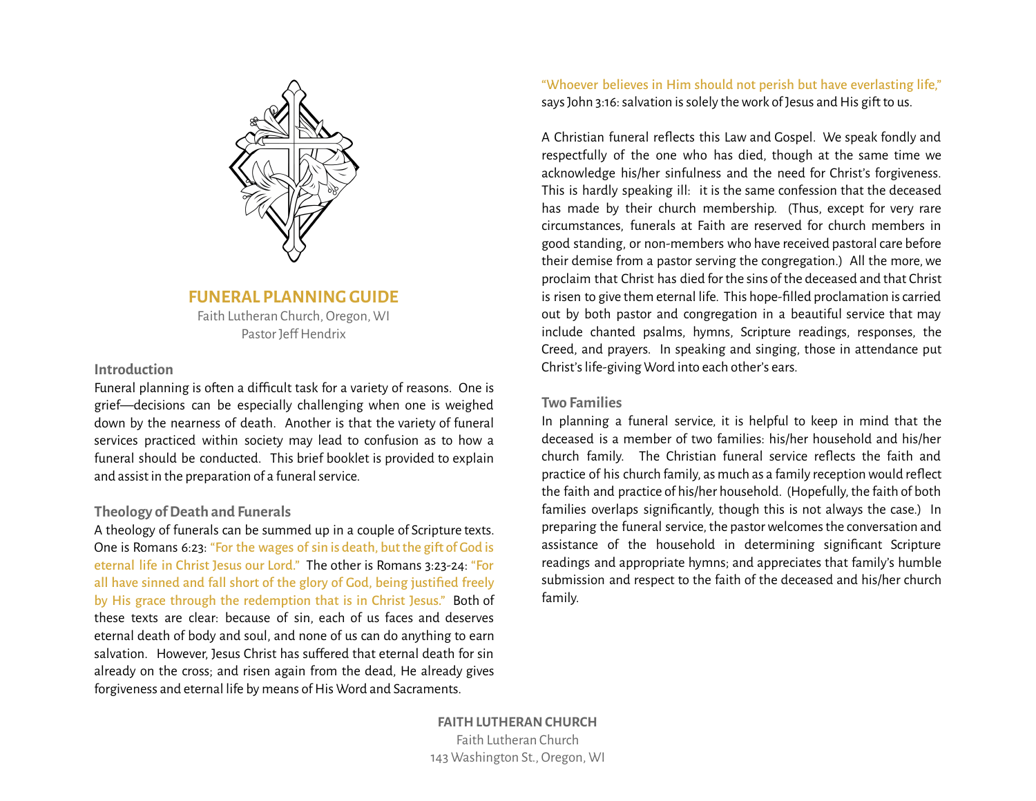# FUNERAL PLANNING GUIDE

Faith Lutheran Church, Oregon, WI
Pastor Jeff Hendrix

## Introduction

Funeral planning is often a difficult task for a variety of reasons. One is grief—decisions can be especially challenging when one is weighed down by the nearness of death. Another is that the variety of funeral services practiced within society may lead to confusion as to how a funeral should be conducted. This brief booklet is provided to explain and assist in the preparation of a funeral service.

## Theology of Death and Funerals

A theology of funerals can be summed up in a couple of Scripture texts. One is Romans 6:23: "For the wages of sin is death, but the gift of God is eternal life in Christ Jesus our Lord." The other is Romans 3:23-24: "For all have sinned and fall short of the glory of God, being justified freely by His grace through the redemption that is in Christ Jesus." Both of these texts are clear: because of sin, each of us faces and deserves eternal death of body and soul, and none of us can do anything to earn salvation. However, Jesus Christ has suffered that eternal death for sin already on the cross; and risen again from the dead, He already gives forgiveness and eternal life by means of His Word and Sacraments. "Whoever believes in Him should not perish but have everlasting life," says John 3:16: salvation is solely the work of Jesus and His gift to us.

A Christian funeral reflects this Law and Gospel. We speak fondly and respectfully of the one who has died, though at the same time we acknowledge his/her sinfulness and the need for Christ's forgiveness. This is hardly speaking ill: it is the same confession that the deceased has made by their church membership. (Thus, except for very rare circumstances, funerals at Faith are reserved for church members in good standing, or non-members who have received pastoral care before their demise from a pastor serving the congregation.) All the more, we proclaim that Christ has died for the sins of the deceased and that Christ is risen to give them eternal life. This hope-filled proclamation is carried out by both pastor and congregation in a beautiful service that may include chanted psalms, hymns, Scripture readings, responses, the Creed, and prayers. In speaking and singing, those in attendance put Christ's life-giving Word into each other's ears.

## Two Families

In planning a funeral service, it is helpful to keep in mind that the deceased is a member of two families: his/her household and his/her church family. The Christian funeral service reflects the faith and practice of his church family, as much as a family reception would reflect the faith and practice of his/her household. (Hopefully, the faith of both families overlaps significantly, though this is not always the case.) In preparing the funeral service, the pastor welcomes the conversation and assistance of the household in determining significant Scripture readings and appropriate hymns; and appreciates that family's humble submission and respect to the faith of the deceased and his/her church family.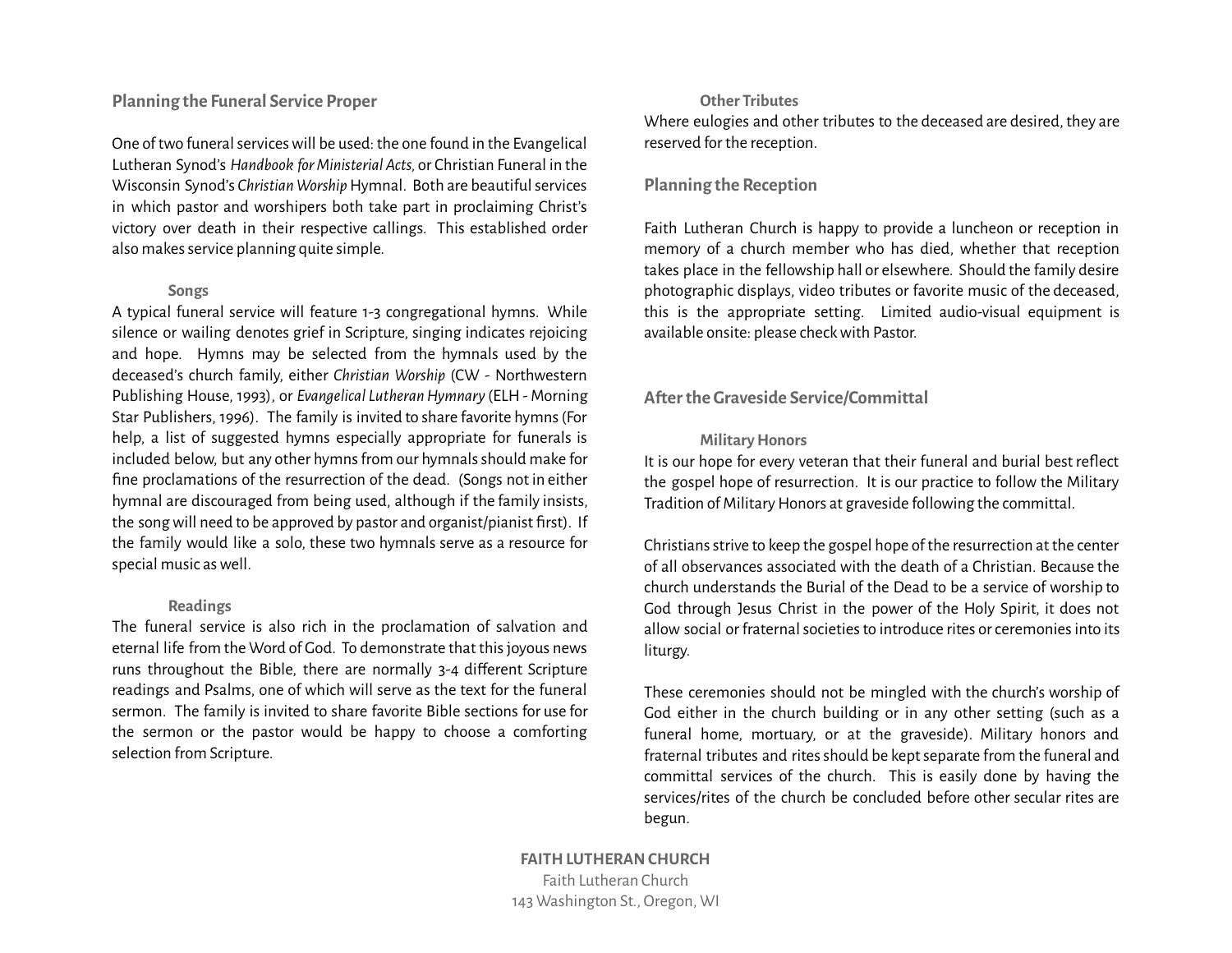## Planning the Funeral Service Proper

One of two funeral services will be used: the one found in the Evangelical Lutheran Synod's *Handbook for Ministerial Acts*, or Christian Funeral in the Wisconsin Synod's *Christian Worship* Hymnal. Both are beautiful services in which pastor and worshipers both take part in proclaiming Christ's victory over death in their respective callings. This established order also makes service planning quite simple.

### Songs

A typical funeral service will feature 1-3 congregational hymns. While silence or wailing denotes grief in Scripture, singing indicates rejoicing and hope. Hymns may be selected from the hymnals used by the deceased's church family, either *Christian Worship* (CW - Northwestern Publishing House, 1993), or *Evangelical Lutheran Hymnary* (ELH - Morning Star Publishers, 1996). The family is invited to share favorite hymns (For help, a list of suggested hymns especially appropriate for funerals is included below, but any other hymns from our hymnals should make for fine proclamations of the resurrection of the dead. (Songs not in either hymnal are discouraged from being used, although if the family insists, the song will need to be approved by pastor and organist/pianist first). If the family would like a solo, these two hymnals serve as a resource for special music as well.

### Readings

The funeral service is also rich in the proclamation of salvation and eternal life from the Word of God. To demonstrate that this joyous news runs throughout the Bible, there are normally 3-4 different Scripture readings and Psalms, one of which will serve as the text for the funeral sermon. The family is invited to share favorite Bible sections for use for the sermon or the pastor would be happy to choose a comforting selection from Scripture.

### Other Tributes

Where eulogies and other tributes to the deceased are desired, they are reserved for the reception.

## Planning the Reception

Faith Lutheran Church is happy to provide a luncheon or reception in memory of a church member who has died, whether that reception takes place in the fellowship hall or elsewhere. Should the family desire photographic displays, video tributes or favorite music of the deceased, this is the appropriate setting. Limited audio-visual equipment is available onsite: please check with Pastor.

## After the Graveside Service/Committal

### Military Honors

It is our hope for every veteran that their funeral and burial best reflect the gospel hope of resurrection. It is our practice to follow the Military Tradition of Military Honors at graveside following the committal.

Christians strive to keep the gospel hope of the resurrection at the center of all observances associated with the death of a Christian. Because the church understands the Burial of the Dead to be a service of worship to God through Jesus Christ in the power of the Holy Spirit, it does not allow social or fraternal societies to introduce rites or ceremonies into its liturgy.

These ceremonies should not be mingled with the church's worship of God either in the church building or in any other setting (such as a funeral home, mortuary, or at the graveside). Military honors and fraternal tributes and rites should be kept separate from the funeral and committal services of the church. This is easily done by having the services/rites of the church be concluded before other secular rites are begun.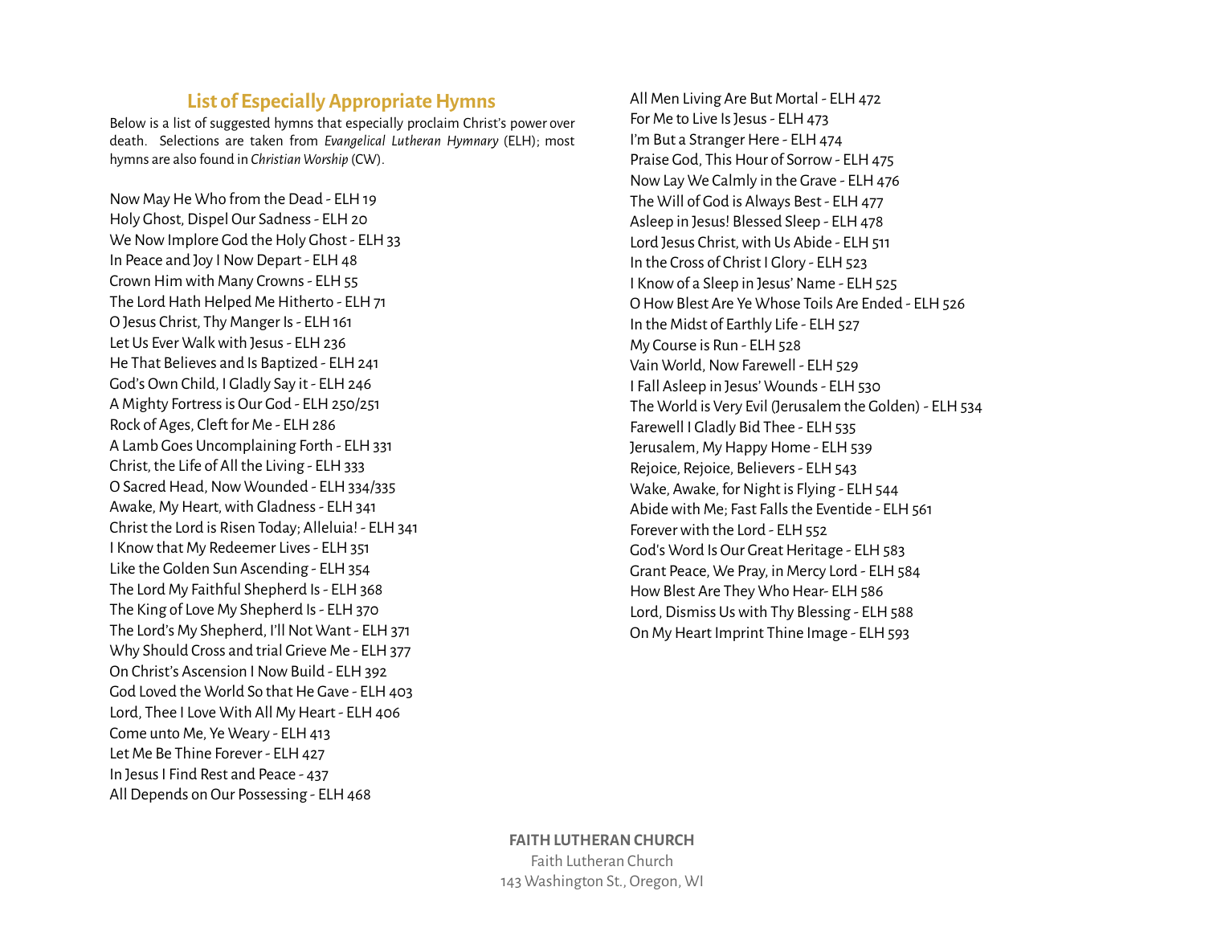## List of Especially Appropriate Hymns

Below is a list of suggested hymns that especially proclaim Christ's power over death. Selections are taken from *Evangelical Lutheran Hymnary* (ELH); most hymns are also found in *Christian Worship* (CW).

Now May He Who from the Dead - ELH 19
Holy Ghost, Dispel Our Sadness - ELH 20
We Now Implore God the Holy Ghost - ELH 33
In Peace and Joy I Now Depart - ELH 48
Crown Him with Many Crowns - ELH 55
The Lord Hath Helped Me Hitherto - ELH 71
O Jesus Christ, Thy Manger Is - ELH 161
Let Us Ever Walk with Jesus - ELH 236
He That Believes and Is Baptized - ELH 241
God's Own Child, I Gladly Say it - ELH 246
A Mighty Fortress is Our God - ELH 250/251
Rock of Ages, Cleft for Me - ELH 286
A Lamb Goes Uncomplaining Forth - ELH 331
Christ, the Life of All the Living - ELH 333
O Sacred Head, Now Wounded - ELH 334/335
Awake, My Heart, with Gladness - ELH 341
Christ the Lord is Risen Today; Alleluia! - ELH 341
I Know that My Redeemer Lives - ELH 351
Like the Golden Sun Ascending - ELH 354
The Lord My Faithful Shepherd Is - ELH 368
The King of Love My Shepherd Is - ELH 370
The Lord's My Shepherd, I'll Not Want - ELH 371
Why Should Cross and trial Grieve Me - ELH 377
On Christ's Ascension I Now Build - ELH 392
God Loved the World So that He Gave - ELH 403
Lord, Thee I Love With All My Heart - ELH 406
Come unto Me, Ye Weary - ELH 413
Let Me Be Thine Forever - ELH 427
In Jesus I Find Rest and Peace - 437
All Depends on Our Possessing - ELH 468
All Men Living Are But Mortal - ELH 472
For Me to Live Is Jesus - ELH 473
I'm But a Stranger Here - ELH 474
Praise God, This Hour of Sorrow - ELH 475
Now Lay We Calmly in the Grave - ELH 476
The Will of God is Always Best - ELH 477
Asleep in Jesus! Blessed Sleep - ELH 478
Lord Jesus Christ, with Us Abide - ELH 511
In the Cross of Christ I Glory - ELH 523
I Know of a Sleep in Jesus' Name - ELH 525
O How Blest Are Ye Whose Toils Are Ended - ELH 526
In the Midst of Earthly Life - ELH 527
My Course is Run - ELH 528
Vain World, Now Farewell - ELH 529
I Fall Asleep in Jesus' Wounds - ELH 530
The World is Very Evil (Jerusalem the Golden) - ELH 534
Farewell I Gladly Bid Thee - ELH 535
Jerusalem, My Happy Home - ELH 539
Rejoice, Rejoice, Believers - ELH 543
Wake, Awake, for Night is Flying - ELH 544
Abide with Me; Fast Falls the Eventide - ELH 561
Forever with the Lord - ELH 552
God's Word Is Our Great Heritage - ELH 583
Grant Peace, We Pray, in Mercy Lord - ELH 584
How Blest Are They Who Hear- ELH 586
Lord, Dismiss Us with Thy Blessing - ELH 588
On My Heart Imprint Thine Image - ELH 593

**FAITH LUTHERAN CHURCH**
Faith Lutheran Church
143 Washington St., Oregon, WI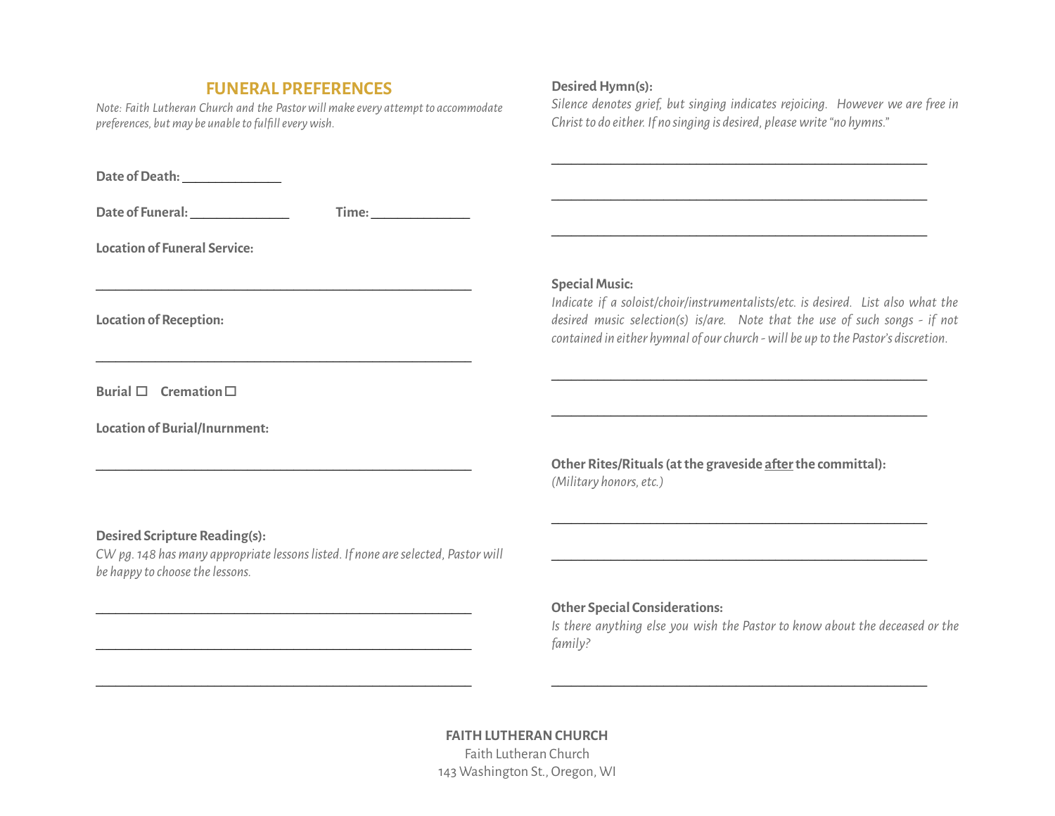## FUNERAL PREFERENCES

*Note: Faith Lutheran Church and the Pastor will make every attempt to accommodate preferences, but may be unable to fulfill every wish.*

**Date of Death:** ______________

**Date of Funeral:** ______________ **Time:** ______________

**Location of Funeral Service:**

______________________________________________________

**Location of Reception:**

______________________________________________________

**Burial** ☐ **Cremation** ☐

**Location of Burial/Inurnment:**

______________________________________________________

**Desired Scripture Reading(s):**

*CW pg. 148 has many appropriate lessons listed. If none are selected, Pastor will be happy to choose the lessons.*

______________________________________________________

______________________________________________________

______________________________________________________

**Desired Hymn(s):**

*Silence denotes grief, but singing indicates rejoicing. However we are free in Christ to do either. If no singing is desired, please write "no hymns."*

______________________________________________________

______________________________________________________

______________________________________________________

**Special Music:**

*Indicate if a soloist/choir/instrumentalists/etc. is desired. List also what the desired music selection(s) is/are. Note that the use of such songs - if not contained in either hymnal of our church - will be up to the Pastor's discretion.*

______________________________________________________

______________________________________________________

**Other Rites/Rituals (at the graveside <u>after</u> the committal):**

*(Military honors, etc.)*

______________________________________________________

______________________________________________________

**Other Special Considerations:**

*Is there anything else you wish the Pastor to know about the deceased or the family?*

______________________________________________________

**FAITH LUTHERAN CHURCH**

Faith Lutheran Church

143 Washington St., Oregon, WI